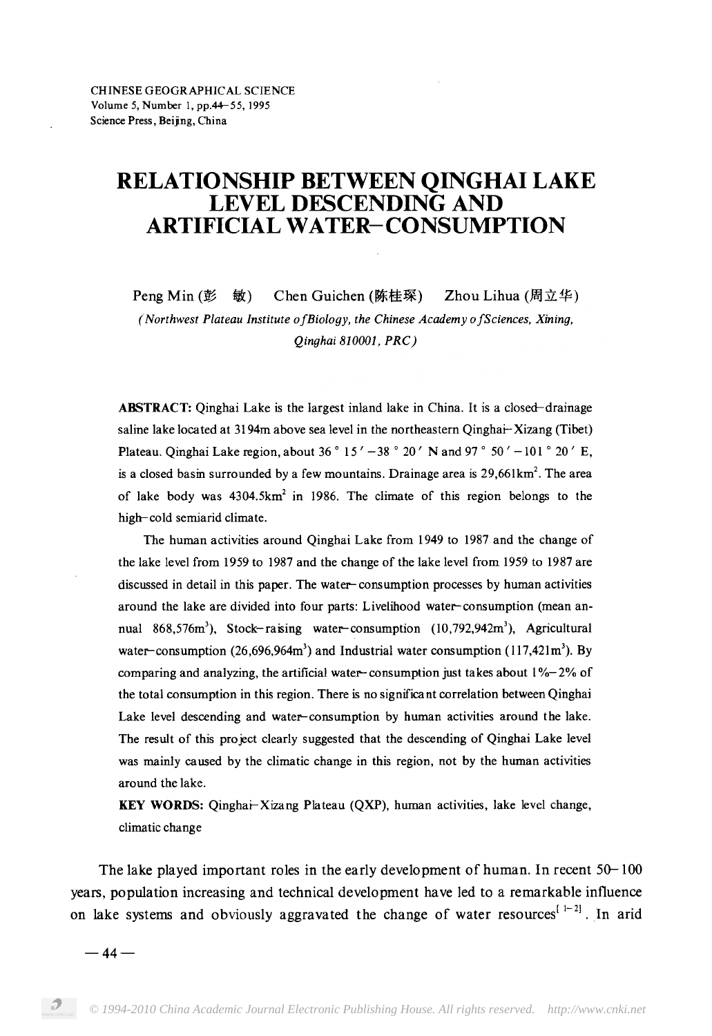CHINESE GEOGRAPHICAL SCIENCE
Volume 5, Number 1, pp.44–55, 1995
Science Press, Beijing, China

# RELATIONSHIP BETWEEN QINGHAI LAKE LEVEL DESCENDING AND ARTIFICIAL WATER–CONSUMPTION

Peng Min (彭 敏) Chen Guichen (陈桂琛) Zhou Lihua (周立华)

*(Northwest Plateau Institute of Biology, the Chinese Academy of Sciences, Xining, Qinghai 810001, PRC)*

**ABSTRACT:** Qinghai Lake is the largest inland lake in China. It is a closed–drainage saline lake located at 3194m above sea level in the northeastern Qinghai–Xizang (Tibet) Plateau. Qinghai Lake region, about 36°15′–38°20′ N and 97°50′–101°20′ E, is a closed basin surrounded by a few mountains. Drainage area is 29,661km$^2$. The area of lake body was 4304.5km$^2$ in 1986. The climate of this region belongs to the high–cold semiarid climate.

The human activities around Qinghai Lake from 1949 to 1987 and the change of the lake level from 1959 to 1987 and the change of the lake level from 1959 to 1987 are discussed in detail in this paper. The water–consumption processes by human activities around the lake are divided into four parts: Livelihood water–consumption (mean annual 868,576m$^3$), Stock–raising water–consumption (10,792,942m$^3$), Agricultural water–consumption (26,696,964m$^3$) and Industrial water consumption (117,421m$^3$). By comparing and analyzing, the artificial water–consumption just takes about 1%–2% of the total consumption in this region. There is no significant correlation between Qinghai Lake level descending and water–consumption by human activities around the lake. The result of this project clearly suggested that the descending of Qinghai Lake level was mainly caused by the climatic change in this region, not by the human activities around the lake.

**KEY WORDS:** Qinghai–Xizang Plateau (QXP), human activities, lake level change, climatic change

The lake played important roles in the early development of human. In recent 50–100 years, population increasing and technical development have led to a remarkable influence on lake systems and obviously aggravated the change of water resources[1–2]. In arid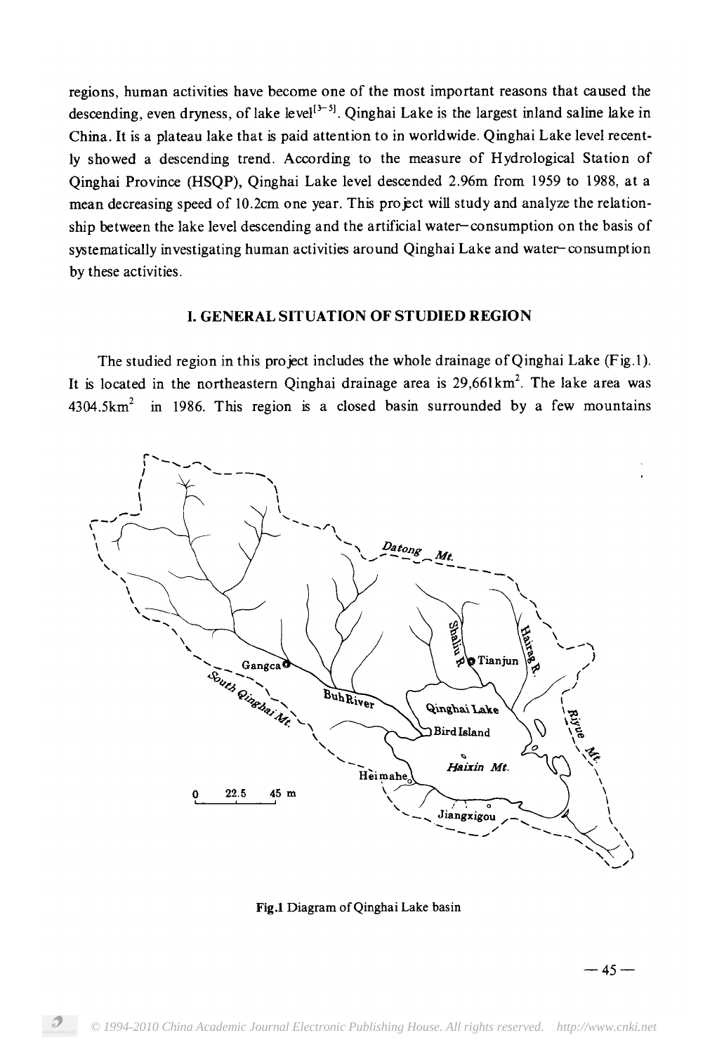regions, human activities have become one of the most important reasons that caused the descending, even dryness, of lake level[3-5]. Qinghai Lake is the largest inland saline lake in China. It is a plateau lake that is paid attention to in worldwide. Qinghai Lake level recently showed a descending trend. According to the measure of Hydrological Station of Qinghai Province (HSQP), Qinghai Lake level descended 2.96m from 1959 to 1988, at a mean decreasing speed of 10.2cm one year. This project will study and analyze the relationship between the lake level descending and the artificial water-consumption on the basis of systematically investigating human activities around Qinghai Lake and water-consumption by these activities.

## I. GENERAL SITUATION OF STUDIED REGION

The studied region in this project includes the whole drainage of Qinghai Lake (Fig.1). It is located in the northeastern Qinghai drainage area is 29,661km$^2$. The lake area was 4304.5km$^2$ in 1986. This region is a closed basin surrounded by a few mountains

**Fig.1** Diagram of Qinghai Lake basin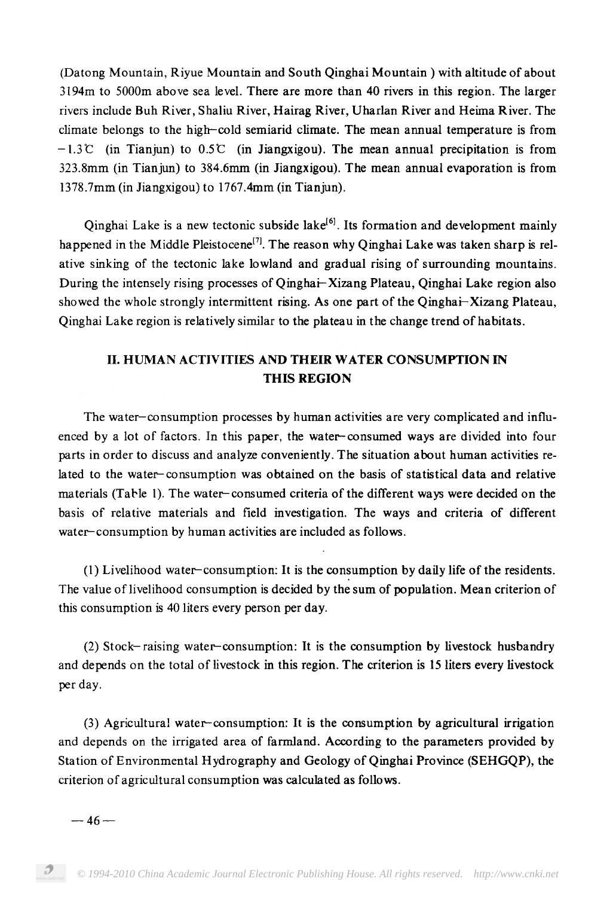(Datong Mountain, Riyue Mountain and South Qinghai Mountain ) with altitude of about 3194m to 5000m above sea level. There are more than 40 rivers in this region. The larger rivers include Buh River, Shaliu River, Hairag River, Uharlan River and Heima River. The climate belongs to the high–cold semiarid climate. The mean annual temperature is from −1.3℃ (in Tianjun) to 0.5℃ (in Jiangxigou). The mean annual precipitation is from 323.8mm (in Tianjun) to 384.6mm (in Jiangxigou). The mean annual evaporation is from 1378.7mm (in Jiangxigou) to 1767.4mm (in Tianjun).

Qinghai Lake is a new tectonic subside lake[6]. Its formation and development mainly happened in the Middle Pleistocene[7]. The reason why Qinghai Lake was taken sharp is relative sinking of the tectonic lake lowland and gradual rising of surrounding mountains. During the intensely rising processes of Qinghai–Xizang Plateau, Qinghai Lake region also showed the whole strongly intermittent rising. As one part of the Qinghai–Xizang Plateau, Qinghai Lake region is relatively similar to the plateau in the change trend of habitats.

## II. HUMAN ACTIVITIES AND THEIR WATER CONSUMPTION IN THIS REGION

The water–consumption processes by human activities are very complicated and influenced by a lot of factors. In this paper, the water–consumed ways are divided into four parts in order to discuss and analyze conveniently. The situation about human activities related to the water–consumption was obtained on the basis of statistical data and relative materials (Table 1). The water–consumed criteria of the different ways were decided on the basis of relative materials and field investigation. The ways and criteria of different water–consumption by human activities are included as follows.

(1) Livelihood water–consumption: It is the consumption by daily life of the residents. The value of livelihood consumption is decided by the sum of population. Mean criterion of this consumption is 40 liters every person per day.

(2) Stock–raising water–consumption: It is the consumption by livestock husbandry and depends on the total of livestock in this region. The criterion is 15 liters every livestock per day.

(3) Agricultural water–consumption: It is the consumption by agricultural irrigation and depends on the irrigated area of farmland. According to the parameters provided by Station of Environmental Hydrography and Geology of Qinghai Province (SEHGQP), the criterion of agricultural consumption was calculated as follows.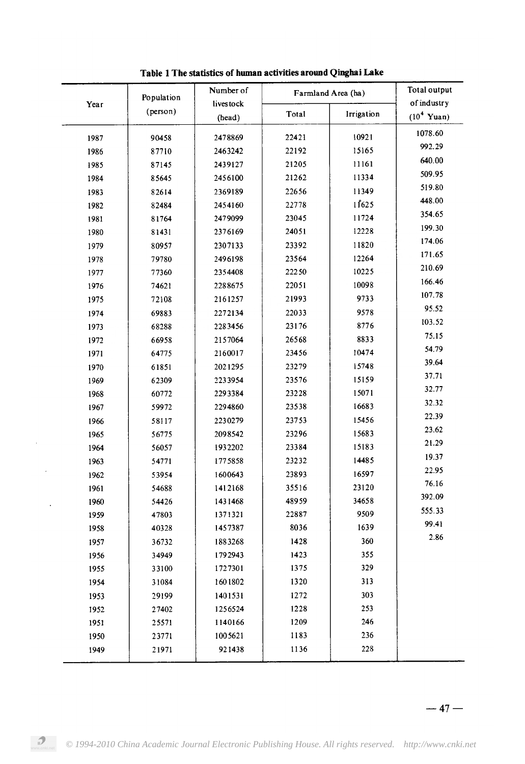**Table 1 The statistics of human activities around Qinghai Lake**

| Year | Population (person) | Number of livestock (head) | Farmland Area (ha) | | Total output of industry ($10^4$ Yuan) |
|---|---|---|---|---|---|
| | | | Total | Irrigation | |
| 1987 | 90458 | 2478869 | 22421 | 10921 | 1078.60 |
| 1986 | 87710 | 2463242 | 22192 | 15165 | 992.29 |
| 1985 | 87145 | 2439127 | 21205 | 11161 | 640.00 |
| 1984 | 85645 | 2456100 | 21262 | 11334 | 509.95 |
| 1983 | 82614 | 2369189 | 22656 | 11349 | 519.80 |
| 1982 | 82484 | 2454160 | 22778 | 11625 | 448.00 |
| 1981 | 81764 | 2479099 | 23045 | 11724 | 354.65 |
| 1980 | 81431 | 2376169 | 24051 | 12228 | 199.30 |
| 1979 | 80957 | 2307133 | 23392 | 11820 | 174.06 |
| 1978 | 79780 | 2496198 | 23564 | 12264 | 171.65 |
| 1977 | 77360 | 2354408 | 22250 | 10225 | 210.69 |
| 1976 | 74621 | 2288675 | 22051 | 10098 | 166.46 |
| 1975 | 72108 | 2161257 | 21993 | 9733 | 107.78 |
| 1974 | 69883 | 2272134 | 22033 | 9578 | 95.52 |
| 1973 | 68288 | 2283456 | 23176 | 8776 | 103.52 |
| 1972 | 66958 | 2157064 | 26568 | 8833 | 75.15 |
| 1971 | 64775 | 2160017 | 23456 | 10474 | 54.79 |
| 1970 | 61851 | 2021295 | 23279 | 15748 | 39.64 |
| 1969 | 62309 | 2233954 | 23576 | 15159 | 37.71 |
| 1968 | 60772 | 2293384 | 23228 | 15071 | 32.77 |
| 1967 | 59972 | 2294860 | 23538 | 16683 | 32.32 |
| 1966 | 58117 | 2230279 | 23753 | 15456 | 22.39 |
| 1965 | 56775 | 2098542 | 23296 | 15683 | 23.62 |
| 1964 | 56057 | 1932202 | 23384 | 15183 | 21.29 |
| 1963 | 54771 | 1775858 | 23232 | 14485 | 19.37 |
| 1962 | 53954 | 1600643 | 23893 | 16597 | 22.95 |
| 1961 | 54688 | 1412168 | 35516 | 23120 | 76.16 |
| 1960 | 54426 | 1431468 | 48959 | 34658 | 392.09 |
| 1959 | 47803 | 1371321 | 22887 | 9509 | 555.33 |
| 1958 | 40328 | 1457387 | 8036 | 1639 | 99.41 |
| 1957 | 36732 | 1883268 | 1428 | 360 | 2.86 |
| 1956 | 34949 | 1792943 | 1423 | 355 | |
| 1955 | 33100 | 1727301 | 1375 | 329 | |
| 1954 | 31084 | 1601802 | 1320 | 313 | |
| 1953 | 29199 | 1401531 | 1272 | 303 | |
| 1952 | 27402 | 1256524 | 1228 | 253 | |
| 1951 | 25571 | 1140166 | 1209 | 246 | |
| 1950 | 23771 | 1005621 | 1183 | 236 | |
| 1949 | 21971 | 921438 | 1136 | 228 | |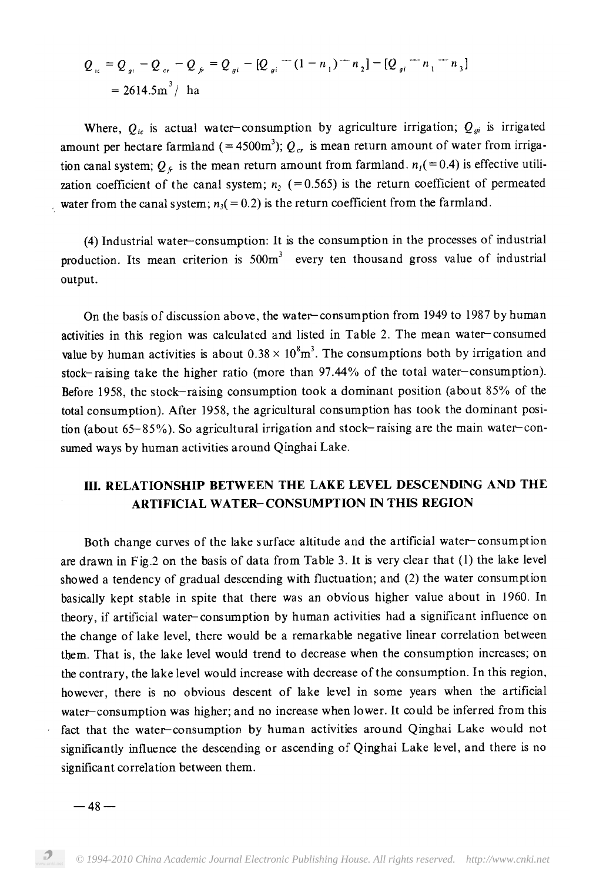$$Q_{ic} = Q_{gi} - Q_{cr} - Q_{fr} = Q_{gi} - [Q_{gi} \cdot (1 - n_1) \cdot n_2] - [Q_{gi} \cdot n_1 \cdot n_3]$$
$$= 2614.5\text{m}^3/\ \text{ha}$$

Where, $Q_{ic}$ is actual water–consumption by agriculture irrigation; $Q_{gi}$ is irrigated amount per hectare farmland (=4500m$^3$); $Q_{cr}$ is mean return amount of water from irrigation canal system; $Q_{fr}$ is the mean return amount from farmland. $n_1$(=0.4) is effective utilization coefficient of the canal system; $n_2$ (=0.565) is the return coefficient of permeated water from the canal system; $n_3$(=0.2) is the return coefficient from the farmland.

(4) Industrial water–consumption: It is the consumption in the processes of industrial production. Its mean criterion is 500m$^3$ every ten thousand gross value of industrial output.

On the basis of discussion above, the water–consumption from 1949 to 1987 by human activities in this region was calculated and listed in Table 2. The mean water–consumed value by human activities is about $0.38 \times 10^8$m$^3$. The consumptions both by irrigation and stock–raising take the higher ratio (more than 97.44% of the total water–consumption). Before 1958, the stock–raising consumption took a dominant position (about 85% of the total consumption). After 1958, the agricultural consumption has took the dominant position (about 65–85%). So agricultural irrigation and stock–raising are the main water–consumed ways by human activities around Qinghai Lake.

## III. RELATIONSHIP BETWEEN THE LAKE LEVEL DESCENDING AND THE ARTIFICIAL WATER–CONSUMPTION IN THIS REGION

Both change curves of the lake surface altitude and the artificial water–consumption are drawn in Fig.2 on the basis of data from Table 3. It is very clear that (1) the lake level showed a tendency of gradual descending with fluctuation; and (2) the water consumption basically kept stable in spite that there was an obvious higher value about in 1960. In theory, if artificial water–consumption by human activities had a significant influence on the change of lake level, there would be a remarkable negative linear correlation between them. That is, the lake level would trend to decrease when the consumption increases; on the contrary, the lake level would increase with decrease of the consumption. In this region, however, there is no obvious descent of lake level in some years when the artificial water–consumption was higher; and no increase when lower. It could be inferred from this fact that the water–consumption by human activities around Qinghai Lake would not significantly influence the descending or ascending of Qinghai Lake level, and there is no significant correlation between them.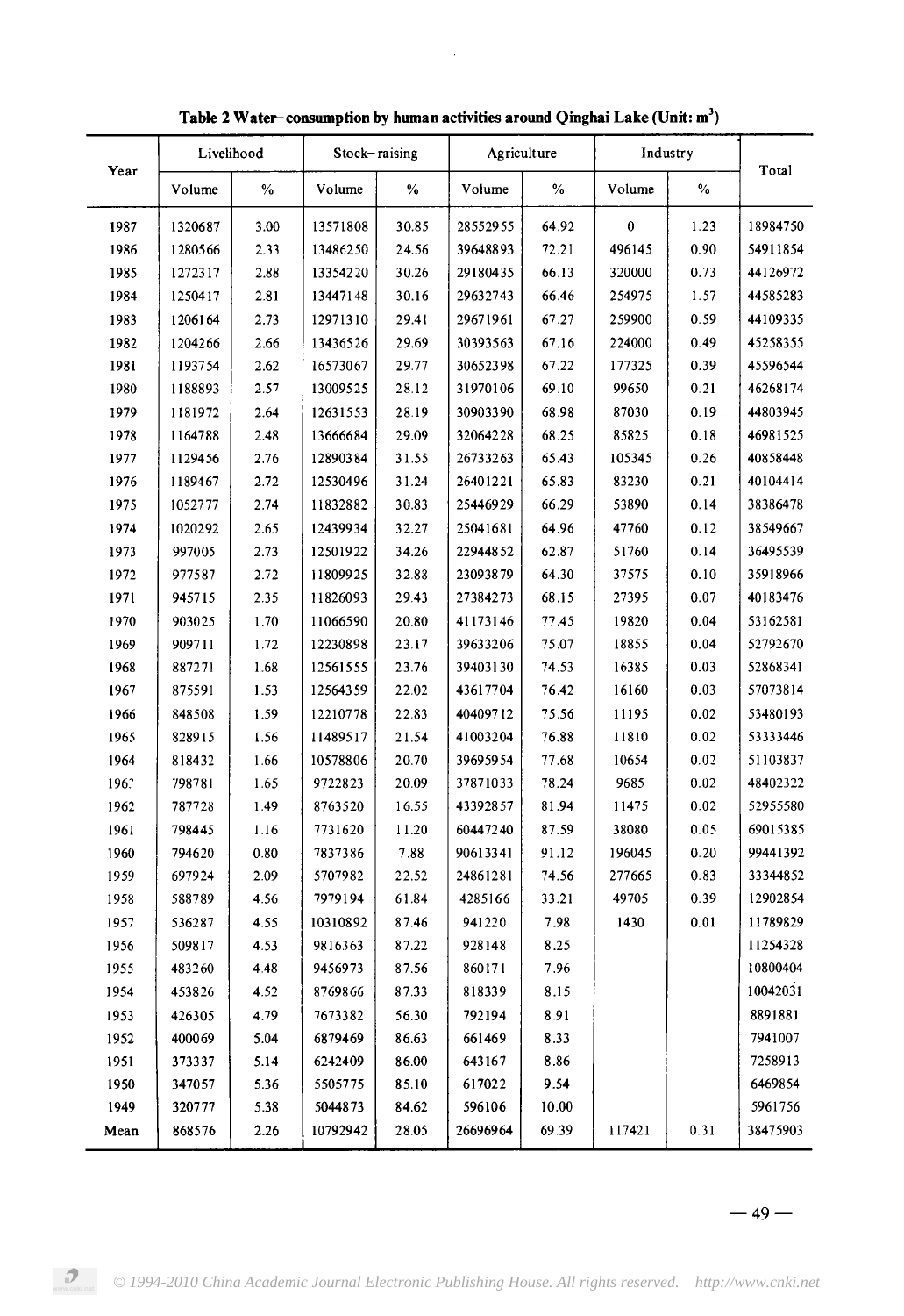**Table 2 Water-consumption by human activities around Qinghai Lake (Unit: $m^3$)**

| Year | Livelihood | | Stock-raising | | Agriculture | | Industry | | Total |
|---|---|---|---|---|---|---|---|---|---|
| | Volume | % | Volume | % | Volume | % | Volume | % | |
| 1987 | 1320687 | 3.00 | 13571808 | 30.85 | 28552955 | 64.92 | 0 | 1.23 | 18984750 |
| 1986 | 1280566 | 2.33 | 13486250 | 24.56 | 39648893 | 72.21 | 496145 | 0.90 | 54911854 |
| 1985 | 1272317 | 2.88 | 13354220 | 30.26 | 29180435 | 66.13 | 320000 | 0.73 | 44126972 |
| 1984 | 1250417 | 2.81 | 13447148 | 30.16 | 29632743 | 66.46 | 254975 | 1.57 | 44585283 |
| 1983 | 1206164 | 2.73 | 12971310 | 29.41 | 29671961 | 67.27 | 259900 | 0.59 | 44109335 |
| 1982 | 1204266 | 2.66 | 13436526 | 29.69 | 30393563 | 67.16 | 224000 | 0.49 | 45258355 |
| 1981 | 1193754 | 2.62 | 16573067 | 29.77 | 30652398 | 67.22 | 177325 | 0.39 | 45596544 |
| 1980 | 1188893 | 2.57 | 13009525 | 28.12 | 31970106 | 69.10 | 99650 | 0.21 | 46268174 |
| 1979 | 1181972 | 2.64 | 12631553 | 28.19 | 30903390 | 68.98 | 87030 | 0.19 | 44803945 |
| 1978 | 1164788 | 2.48 | 13666684 | 29.09 | 32064228 | 68.25 | 85825 | 0.18 | 46981525 |
| 1977 | 1129456 | 2.76 | 12890384 | 31.55 | 26733263 | 65.43 | 105345 | 0.26 | 40858448 |
| 1976 | 1189467 | 2.72 | 12530496 | 31.24 | 26401221 | 65.83 | 83230 | 0.21 | 40104414 |
| 1975 | 1052777 | 2.74 | 11832882 | 30.83 | 25446929 | 66.29 | 53890 | 0.14 | 38386478 |
| 1974 | 1020292 | 2.65 | 12439934 | 32.27 | 25041681 | 64.96 | 47760 | 0.12 | 38549667 |
| 1973 | 997005 | 2.73 | 12501922 | 34.26 | 22944852 | 62.87 | 51760 | 0.14 | 36495539 |
| 1972 | 977587 | 2.72 | 11809925 | 32.88 | 23093879 | 64.30 | 37575 | 0.10 | 35918966 |
| 1971 | 945715 | 2.35 | 11826093 | 29.43 | 27384273 | 68.15 | 27395 | 0.07 | 40183476 |
| 1970 | 903025 | 1.70 | 11066590 | 20.80 | 41173146 | 77.45 | 19820 | 0.04 | 53162581 |
| 1969 | 909711 | 1.72 | 12230898 | 23.17 | 39633206 | 75.07 | 18855 | 0.04 | 52792670 |
| 1968 | 887271 | 1.68 | 12561555 | 23.76 | 39403130 | 74.53 | 16385 | 0.03 | 52868341 |
| 1967 | 875591 | 1.53 | 12564359 | 22.02 | 43617704 | 76.42 | 16160 | 0.03 | 57073814 |
| 1966 | 848508 | 1.59 | 12210778 | 22.83 | 40409712 | 75.56 | 11195 | 0.02 | 53480193 |
| 1965 | 828915 | 1.56 | 11489517 | 21.54 | 41003204 | 76.88 | 11810 | 0.02 | 53333446 |
| 1964 | 818432 | 1.66 | 10578806 | 20.70 | 39695954 | 77.68 | 10654 | 0.02 | 51103837 |
| 1963 | 798781 | 1.65 | 9722823 | 20.09 | 37871033 | 78.24 | 9685 | 0.02 | 48402322 |
| 1962 | 787728 | 1.49 | 8763520 | 16.55 | 43392857 | 81.94 | 11475 | 0.02 | 52955580 |
| 1961 | 798445 | 1.16 | 7731620 | 11.20 | 60447240 | 87.59 | 38080 | 0.05 | 69015385 |
| 1960 | 794620 | 0.80 | 7837386 | 7.88 | 90613341 | 91.12 | 196045 | 0.20 | 99441392 |
| 1959 | 697924 | 2.09 | 5707982 | 22.52 | 24861281 | 74.56 | 277665 | 0.83 | 33344852 |
| 1958 | 588789 | 4.56 | 7979194 | 61.84 | 4285166 | 33.21 | 49705 | 0.39 | 12902854 |
| 1957 | 536287 | 4.55 | 10310892 | 87.46 | 941220 | 7.98 | 1430 | 0.01 | 11789829 |
| 1956 | 509817 | 4.53 | 9816363 | 87.22 | 928148 | 8.25 | | | 11254328 |
| 1955 | 483260 | 4.48 | 9456973 | 87.56 | 860171 | 7.96 | | | 10800404 |
| 1954 | 453826 | 4.52 | 8769866 | 87.33 | 818339 | 8.15 | | | 10042031 |
| 1953 | 426305 | 4.79 | 7673382 | 56.30 | 792194 | 8.91 | | | 8891881 |
| 1952 | 400069 | 5.04 | 6879469 | 86.63 | 661469 | 8.33 | | | 7941007 |
| 1951 | 373337 | 5.14 | 6242409 | 86.00 | 643167 | 8.86 | | | 7258913 |
| 1950 | 347057 | 5.36 | 5505775 | 85.10 | 617022 | 9.54 | | | 6469854 |
| 1949 | 320777 | 5.38 | 5044873 | 84.62 | 596106 | 10.00 | | | 5961756 |
| Mean | 868576 | 2.26 | 10792942 | 28.05 | 26696964 | 69.39 | 117421 | 0.31 | 38475903 |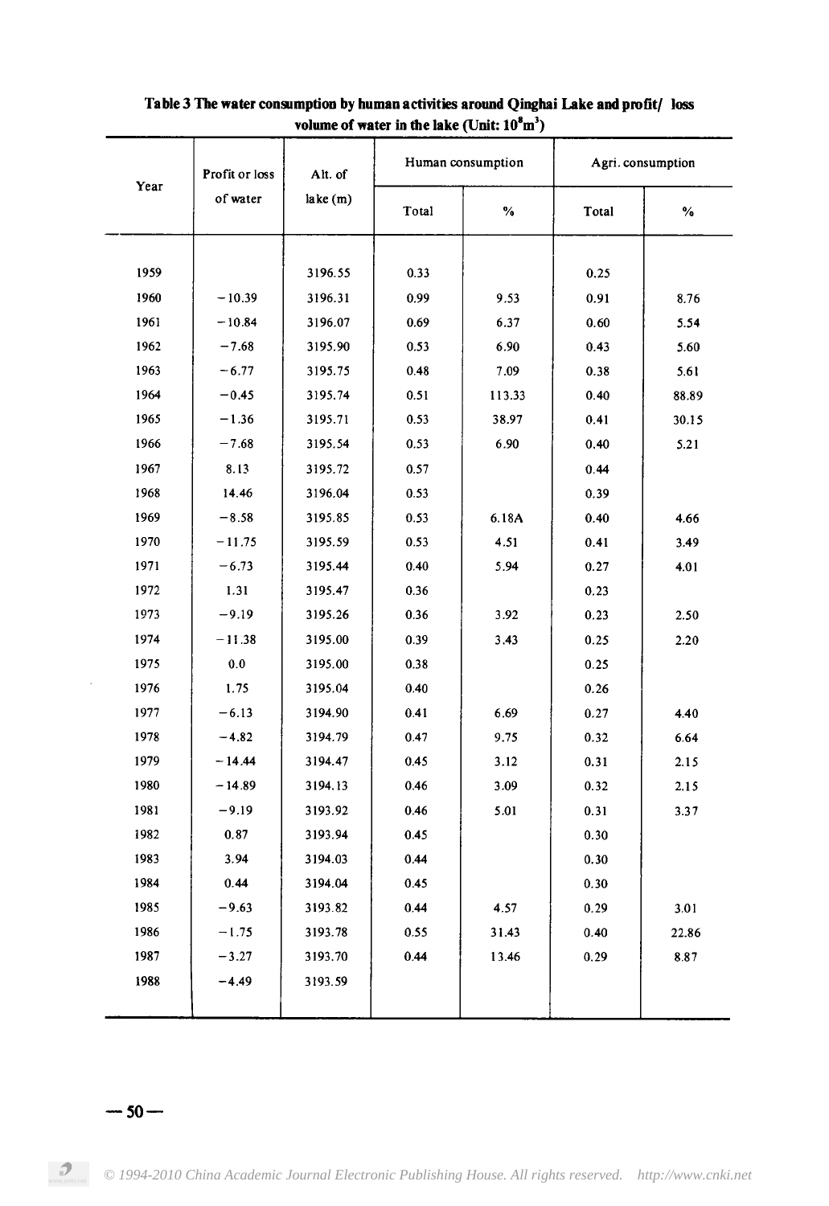**Table 3 The water consumption by human activities around Qinghai Lake and profit/ loss volume of water in the lake (Unit: $10^8 m^3$)**

| Year | Profit or loss of water | Alt. of lake (m) | Human consumption | | Agri. consumption | |
|---|---|---|---|---|---|---|
| | | | Total | % | Total | % |
| 1959 | | 3196.55 | 0.33 | | 0.25 | |
| 1960 | −10.39 | 3196.31 | 0.99 | 9.53 | 0.91 | 8.76 |
| 1961 | −10.84 | 3196.07 | 0.69 | 6.37 | 0.60 | 5.54 |
| 1962 | −7.68 | 3195.90 | 0.53 | 6.90 | 0.43 | 5.60 |
| 1963 | −6.77 | 3195.75 | 0.48 | 7.09 | 0.38 | 5.61 |
| 1964 | −0.45 | 3195.74 | 0.51 | 113.33 | 0.40 | 88.89 |
| 1965 | −1.36 | 3195.71 | 0.53 | 38.97 | 0.41 | 30.15 |
| 1966 | −7.68 | 3195.54 | 0.53 | 6.90 | 0.40 | 5.21 |
| 1967 | 8.13 | 3195.72 | 0.57 | | 0.44 | |
| 1968 | 14.46 | 3196.04 | 0.53 | | 0.39 | |
| 1969 | −8.58 | 3195.85 | 0.53 | 6.18A | 0.40 | 4.66 |
| 1970 | −11.75 | 3195.59 | 0.53 | 4.51 | 0.41 | 3.49 |
| 1971 | −6.73 | 3195.44 | 0.40 | 5.94 | 0.27 | 4.01 |
| 1972 | 1.31 | 3195.47 | 0.36 | | 0.23 | |
| 1973 | −9.19 | 3195.26 | 0.36 | 3.92 | 0.23 | 2.50 |
| 1974 | −11.38 | 3195.00 | 0.39 | 3.43 | 0.25 | 2.20 |
| 1975 | 0.0 | 3195.00 | 0.38 | | 0.25 | |
| 1976 | 1.75 | 3195.04 | 0.40 | | 0.26 | |
| 1977 | −6.13 | 3194.90 | 0.41 | 6.69 | 0.27 | 4.40 |
| 1978 | −4.82 | 3194.79 | 0.47 | 9.75 | 0.32 | 6.64 |
| 1979 | −14.44 | 3194.47 | 0.45 | 3.12 | 0.31 | 2.15 |
| 1980 | −14.89 | 3194.13 | 0.46 | 3.09 | 0.32 | 2.15 |
| 1981 | −9.19 | 3193.92 | 0.46 | 5.01 | 0.31 | 3.37 |
| 1982 | 0.87 | 3193.94 | 0.45 | | 0.30 | |
| 1983 | 3.94 | 3194.03 | 0.44 | | 0.30 | |
| 1984 | 0.44 | 3194.04 | 0.45 | | 0.30 | |
| 1985 | −9.63 | 3193.82 | 0.44 | 4.57 | 0.29 | 3.01 |
| 1986 | −1.75 | 3193.78 | 0.55 | 31.43 | 0.40 | 22.86 |
| 1987 | −3.27 | 3193.70 | 0.44 | 13.46 | 0.29 | 8.87 |
| 1988 | −4.49 | 3193.59 | | | | |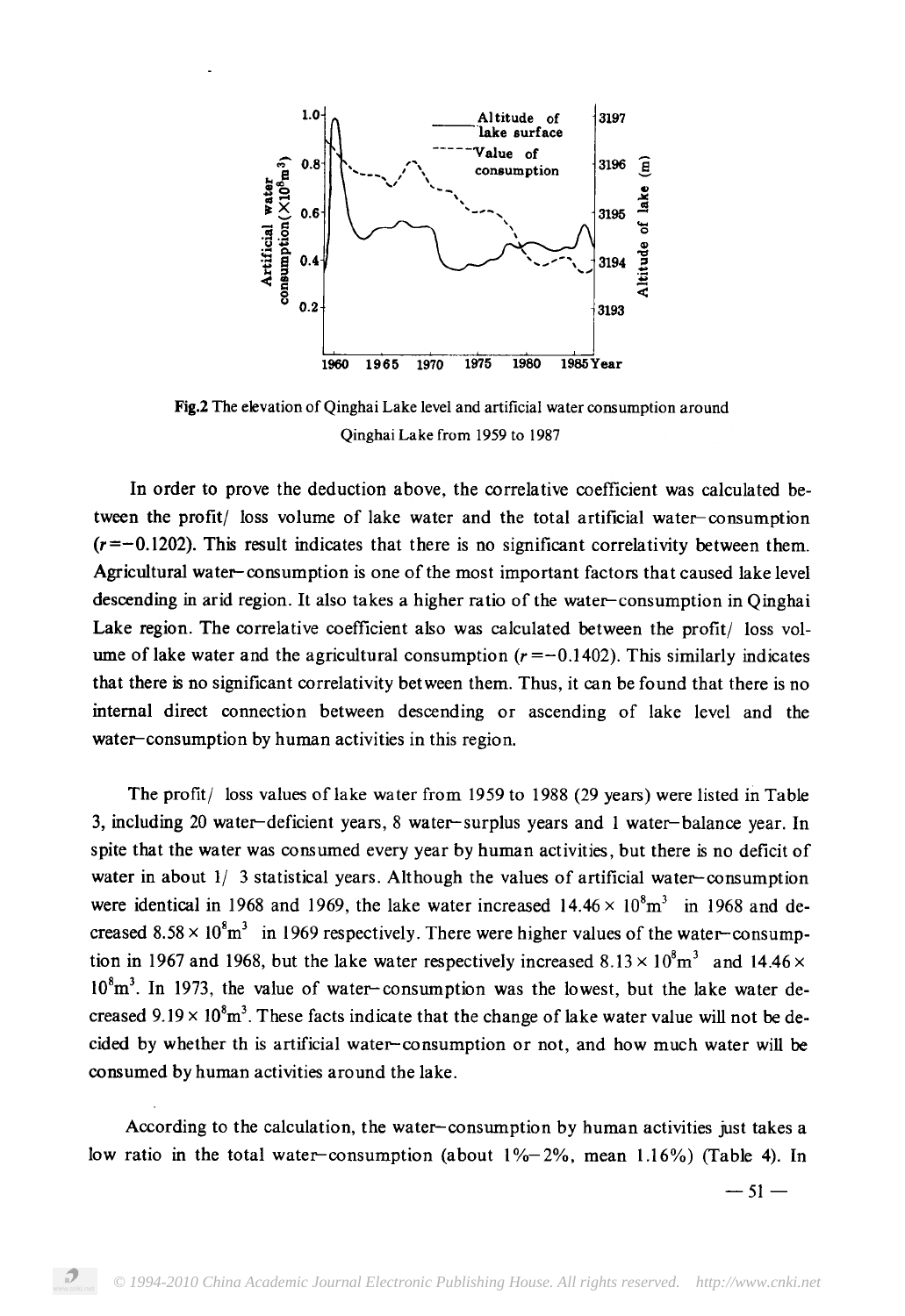Fig.2 The elevation of Qinghai Lake level and artificial water consumption around Qinghai Lake from 1959 to 1987

In order to prove the deduction above, the correlative coefficient was calculated between the profit/ loss volume of lake water and the total artificial water–consumption ($r=-0.1202$). This result indicates that there is no significant correlativity between them. Agricultural water–consumption is one of the most important factors that caused lake level descending in arid region. It also takes a higher ratio of the water–consumption in Qinghai Lake region. The correlative coefficient also was calculated between the profit/ loss volume of lake water and the agricultural consumption ($r=-0.1402$). This similarly indicates that there is no significant correlativity between them. Thus, it can be found that there is no internal direct connection between descending or ascending of lake level and the water–consumption by human activities in this region.

The profit/ loss values of lake water from 1959 to 1988 (29 years) were listed in Table 3, including 20 water–deficient years, 8 water–surplus years and 1 water–balance year. In spite that the water was consumed every year by human activities, but there is no deficit of water in about 1/ 3 statistical years. Although the values of artificial water–consumption were identical in 1968 and 1969, the lake water increased $14.46\times10^8\text{m}^3$ in 1968 and decreased $8.58\times10^8\text{m}^3$ in 1969 respectively. There were higher values of the water–consumption in 1967 and 1968, but the lake water respectively increased $8.13\times10^8\text{m}^3$ and $14.46\times10^8\text{m}^3$. In 1973, the value of water–consumption was the lowest, but the lake water decreased $9.19\times10^8\text{m}^3$. These facts indicate that the change of lake water value will not be decided by whether th is artificial water–consumption or not, and how much water will be consumed by human activities around the lake.

According to the calculation, the water–consumption by human activities just takes a low ratio in the total water–consumption (about 1%–2%, mean 1.16%) (Table 4). In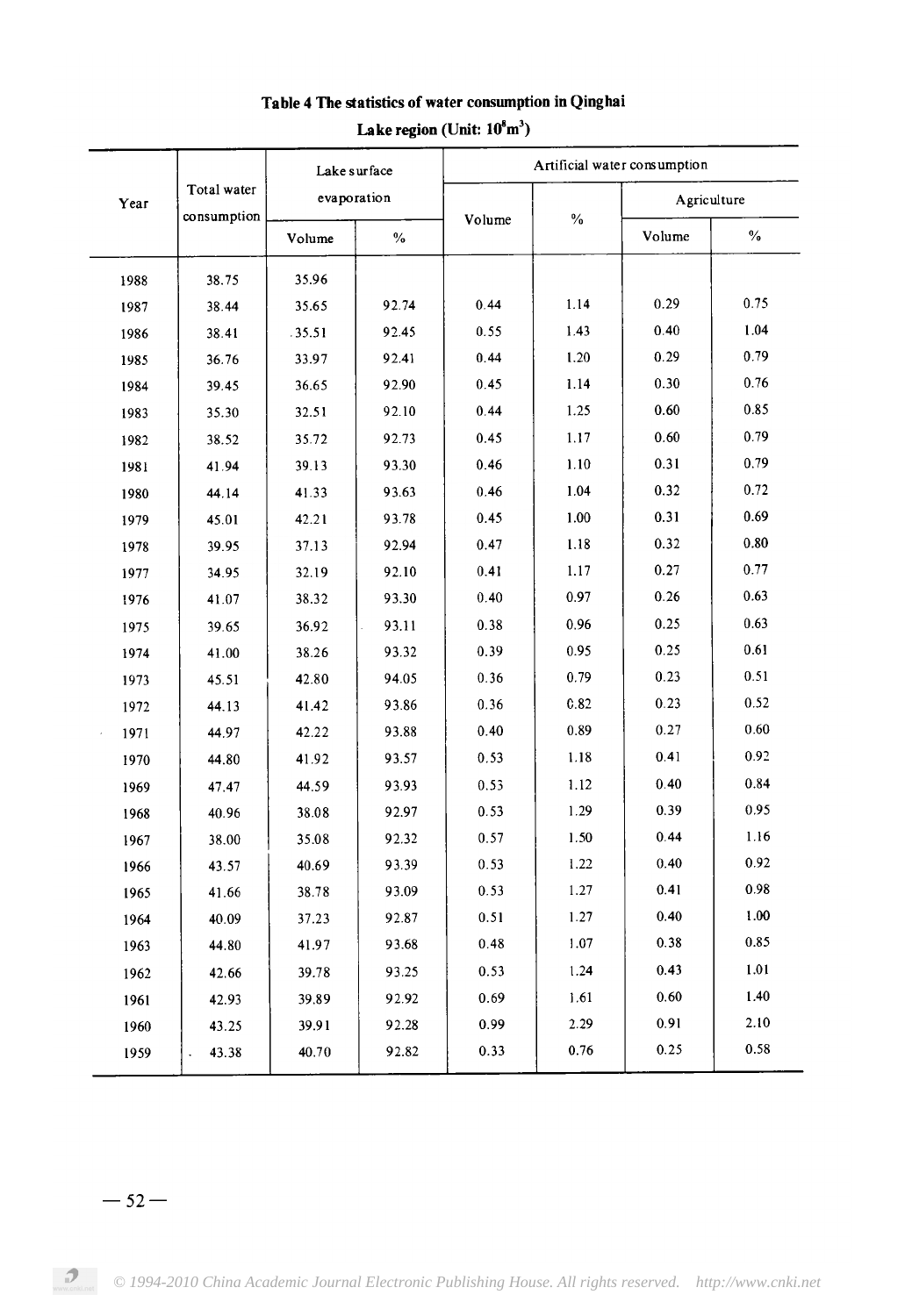**Table 4 The statistics of water consumption in Qinghai Lake region (Unit: $10^8 m^3$)**

| Year | Total water consumption | Lake surface evaporation | | Artificial water consumption | | | |
|---|---|---|---|---|---|---|---|
| | | | | | | Agriculture | |
| | | Volume | % | Volume | % | Volume | % |
| 1988 | 38.75 | 35.96 | | | | | |
| 1987 | 38.44 | 35.65 | 92.74 | 0.44 | 1.14 | 0.29 | 0.75 |
| 1986 | 38.41 | 35.51 | 92.45 | 0.55 | 1.43 | 0.40 | 1.04 |
| 1985 | 36.76 | 33.97 | 92.41 | 0.44 | 1.20 | 0.29 | 0.79 |
| 1984 | 39.45 | 36.65 | 92.90 | 0.45 | 1.14 | 0.30 | 0.76 |
| 1983 | 35.30 | 32.51 | 92.10 | 0.44 | 1.25 | 0.60 | 0.85 |
| 1982 | 38.52 | 35.72 | 92.73 | 0.45 | 1.17 | 0.60 | 0.79 |
| 1981 | 41.94 | 39.13 | 93.30 | 0.46 | 1.10 | 0.31 | 0.79 |
| 1980 | 44.14 | 41.33 | 93.63 | 0.46 | 1.04 | 0.32 | 0.72 |
| 1979 | 45.01 | 42.21 | 93.78 | 0.45 | 1.00 | 0.31 | 0.69 |
| 1978 | 39.95 | 37.13 | 92.94 | 0.47 | 1.18 | 0.32 | 0.80 |
| 1977 | 34.95 | 32.19 | 92.10 | 0.41 | 1.17 | 0.27 | 0.77 |
| 1976 | 41.07 | 38.32 | 93.30 | 0.40 | 0.97 | 0.26 | 0.63 |
| 1975 | 39.65 | 36.92 | 93.11 | 0.38 | 0.96 | 0.25 | 0.63 |
| 1974 | 41.00 | 38.26 | 93.32 | 0.39 | 0.95 | 0.25 | 0.61 |
| 1973 | 45.51 | 42.80 | 94.05 | 0.36 | 0.79 | 0.23 | 0.51 |
| 1972 | 44.13 | 41.42 | 93.86 | 0.36 | 0.82 | 0.23 | 0.52 |
| 1971 | 44.97 | 42.22 | 93.88 | 0.40 | 0.89 | 0.27 | 0.60 |
| 1970 | 44.80 | 41.92 | 93.57 | 0.53 | 1.18 | 0.41 | 0.92 |
| 1969 | 47.47 | 44.59 | 93.93 | 0.53 | 1.12 | 0.40 | 0.84 |
| 1968 | 40.96 | 38.08 | 92.97 | 0.53 | 1.29 | 0.39 | 0.95 |
| 1967 | 38.00 | 35.08 | 92.32 | 0.57 | 1.50 | 0.44 | 1.16 |
| 1966 | 43.57 | 40.69 | 93.39 | 0.53 | 1.22 | 0.40 | 0.92 |
| 1965 | 41.66 | 38.78 | 93.09 | 0.53 | 1.27 | 0.41 | 0.98 |
| 1964 | 40.09 | 37.23 | 92.87 | 0.51 | 1.27 | 0.40 | 1.00 |
| 1963 | 44.80 | 41.97 | 93.68 | 0.48 | 1.07 | 0.38 | 0.85 |
| 1962 | 42.66 | 39.78 | 93.25 | 0.53 | 1.24 | 0.43 | 1.01 |
| 1961 | 42.93 | 39.89 | 92.92 | 0.69 | 1.61 | 0.60 | 1.40 |
| 1960 | 43.25 | 39.91 | 92.28 | 0.99 | 2.29 | 0.91 | 2.10 |
| 1959 | 43.38 | 40.70 | 92.82 | 0.33 | 0.76 | 0.25 | 0.58 |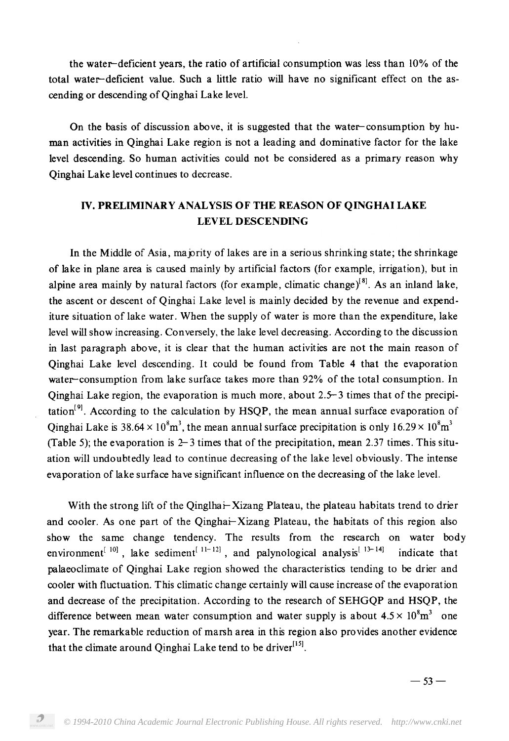the water–deficient years, the ratio of artificial consumption was less than 10% of the total water–deficient value. Such a little ratio will have no significant effect on the ascending or descending of Qinghai Lake level.

On the basis of discussion above, it is suggested that the water–consumption by human activities in Qinghai Lake region is not a leading and dominative factor for the lake level descending. So human activities could not be considered as a primary reason why Qinghai Lake level continues to decrease.

## IV. PRELIMINARY ANALYSIS OF THE REASON OF QINGHAI LAKE LEVEL DESCENDING

In the Middle of Asia, majority of lakes are in a serious shrinking state; the shrinkage of lake in plane area is caused mainly by artificial factors (for example, irrigation), but in alpine area mainly by natural factors (for example, climatic change)[8]. As an inland lake, the ascent or descent of Qinghai Lake level is mainly decided by the revenue and expenditure situation of lake water. When the supply of water is more than the expenditure, lake level will show increasing. Conversely, the lake level decreasing. According to the discussion in last paragraph above, it is clear that the human activities are not the main reason of Qinghai Lake level descending. It could be found from Table 4 that the evaporation water–consumption from lake surface takes more than 92% of the total consumption. In Qinghai Lake region, the evaporation is much more, about 2.5–3 times that of the precipitation[9]. According to the calculation by HSQP, the mean annual surface evaporation of Qinghai Lake is $38.64 \times 10^8 m^3$, the mean annual surface precipitation is only $16.29 \times 10^8 m^3$ (Table 5); the evaporation is 2–3 times that of the precipitation, mean 2.37 times. This situation will undoubtedly lead to continue decreasing of the lake level obviously. The intense evaporation of lake surface have significant influence on the decreasing of the lake level.

With the strong lift of the Qinglhai–Xizang Plateau, the plateau habitats trend to drier and cooler. As one part of the Qinghai–Xizang Plateau, the habitats of this region also show the same change tendency. The results from the research on water body environment[10], lake sediment[11–12], and palynological analysis[13–14] indicate that palaeoclimate of Qinghai Lake region showed the characteristics tending to be drier and cooler with fluctuation. This climatic change certainly will cause increase of the evaporation and decrease of the precipitation. According to the research of SEHGQP and HSQP, the difference between mean water consumption and water supply is about $4.5 \times 10^8 m^3$ one year. The remarkable reduction of marsh area in this region also provides another evidence that the climate around Qinghai Lake tend to be driver[15].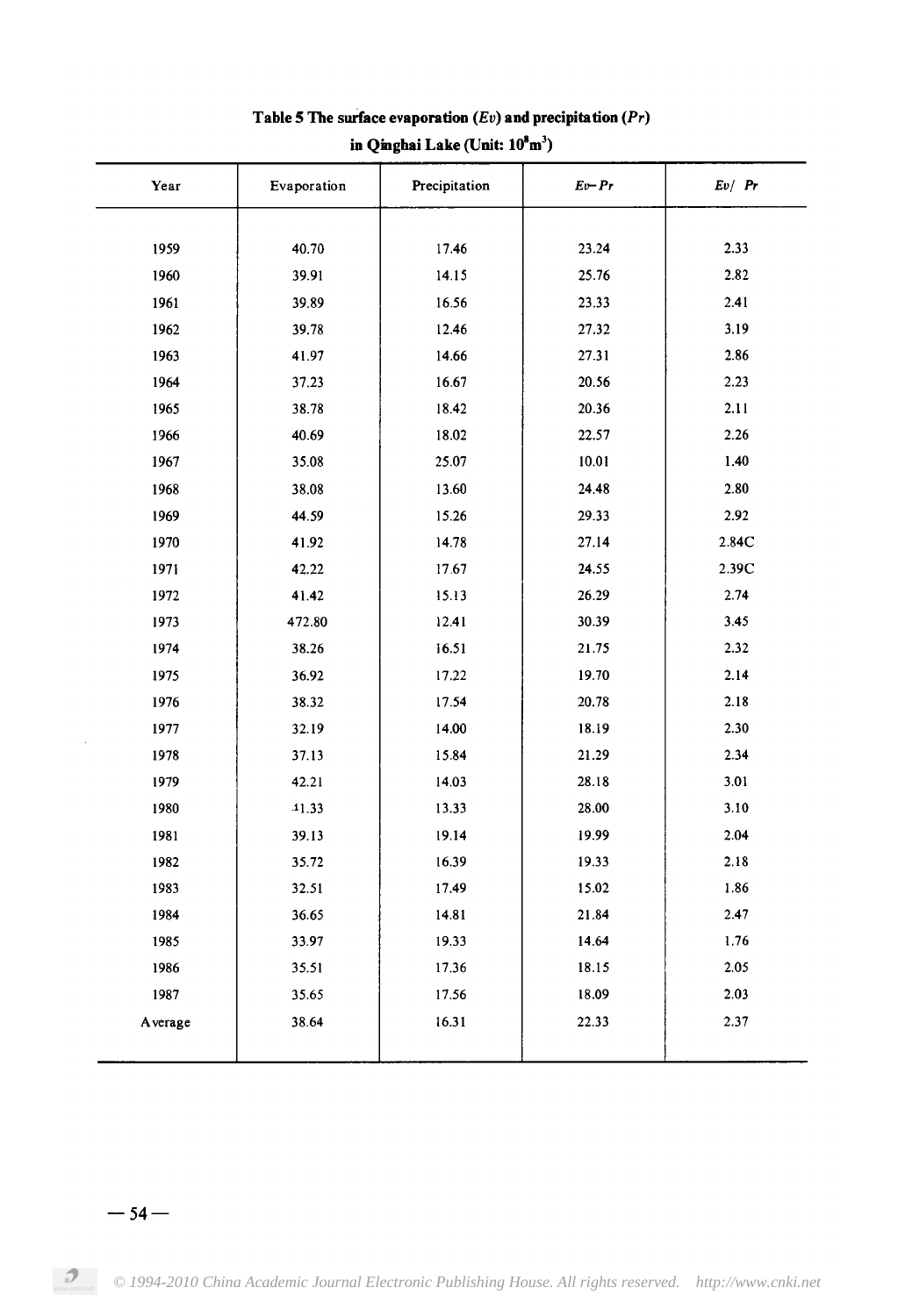**Table 5 The surface evaporation ($Ev$) and precipitation ($Pr$) in Qinghai Lake (Unit: $10^8 m^3$)**

| Year | Evaporation | Precipitation | $Ev - Pr$ | $Ev/Pr$ |
|---|---|---|---|---|
| 1959 | 40.70 | 17.46 | 23.24 | 2.33 |
| 1960 | 39.91 | 14.15 | 25.76 | 2.82 |
| 1961 | 39.89 | 16.56 | 23.33 | 2.41 |
| 1962 | 39.78 | 12.46 | 27.32 | 3.19 |
| 1963 | 41.97 | 14.66 | 27.31 | 2.86 |
| 1964 | 37.23 | 16.67 | 20.56 | 2.23 |
| 1965 | 38.78 | 18.42 | 20.36 | 2.11 |
| 1966 | 40.69 | 18.02 | 22.57 | 2.26 |
| 1967 | 35.08 | 25.07 | 10.01 | 1.40 |
| 1968 | 38.08 | 13.60 | 24.48 | 2.80 |
| 1969 | 44.59 | 15.26 | 29.33 | 2.92 |
| 1970 | 41.92 | 14.78 | 27.14 | 2.84C |
| 1971 | 42.22 | 17.67 | 24.55 | 2.39C |
| 1972 | 41.42 | 15.13 | 26.29 | 2.74 |
| 1973 | 472.80 | 12.41 | 30.39 | 3.45 |
| 1974 | 38.26 | 16.51 | 21.75 | 2.32 |
| 1975 | 36.92 | 17.22 | 19.70 | 2.14 |
| 1976 | 38.32 | 17.54 | 20.78 | 2.18 |
| 1977 | 32.19 | 14.00 | 18.19 | 2.30 |
| 1978 | 37.13 | 15.84 | 21.29 | 2.34 |
| 1979 | 42.21 | 14.03 | 28.18 | 3.01 |
| 1980 | 41.33 | 13.33 | 28.00 | 3.10 |
| 1981 | 39.13 | 19.14 | 19.99 | 2.04 |
| 1982 | 35.72 | 16.39 | 19.33 | 2.18 |
| 1983 | 32.51 | 17.49 | 15.02 | 1.86 |
| 1984 | 36.65 | 14.81 | 21.84 | 2.47 |
| 1985 | 33.97 | 19.33 | 14.64 | 1.76 |
| 1986 | 35.51 | 17.36 | 18.15 | 2.05 |
| 1987 | 35.65 | 17.56 | 18.09 | 2.03 |
| Average | 38.64 | 16.31 | 22.33 | 2.37 |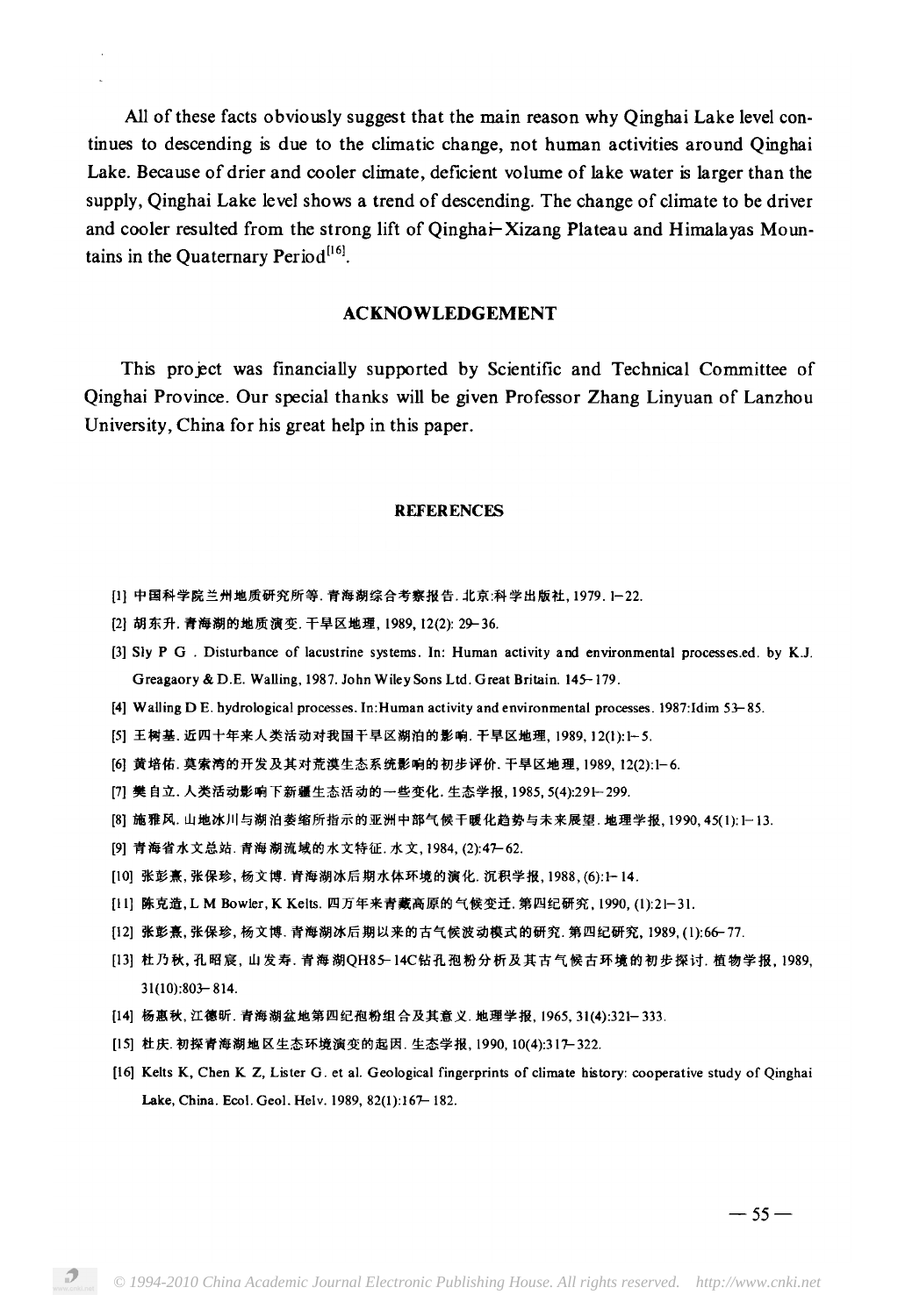All of these facts obviously suggest that the main reason why Qinghai Lake level continues to descending is due to the climatic change, not human activities around Qinghai Lake. Because of drier and cooler climate, deficient volume of lake water is larger than the supply, Qinghai Lake level shows a trend of descending. The change of climate to be driver and cooler resulted from the strong lift of Qinghai-Xizang Plateau and Himalayas Mountains in the Quaternary Period[16].

## ACKNOWLEDGEMENT

This project was financially supported by Scientific and Technical Committee of Qinghai Province. Our special thanks will be given Professor Zhang Linyuan of Lanzhou University, China for his great help in this paper.

## REFERENCES

[1] 中国科学院兰州地质研究所等. 青海湖综合考察报告. 北京:科学出版社, 1979. 1–22.

[2] 胡东升. 青海湖的地质演变. 干旱区地理, 1989, 12(2): 29–36.

[3] Sly P G . Disturbance of lacustrine systems. In: Human activity and environmental processes.ed. by K.J. Greagaory & D.E. Walling, 1987. John Wiley Sons Ltd. Great Britain. 145–179.

[4] Walling D E. hydrological processes. In:Human activity and environmental processes. 1987:Idim 53–85.

[5] 王树基. 近四十年来人类活动对我国干旱区湖泊的影响. 干旱区地理, 1989, 12(1):1–5.

[6] 黄培佑. 莫索湾的开发及其对荒漠生态系统影响的初步评价. 干旱区地理, 1989, 12(2):1–6.

[7] 樊自立. 人类活动影响下新疆生态活动的一些变化. 生态学报, 1985, 5(4):291–299.

[8] 施雅风. 山地冰川与湖泊萎缩所指示的亚洲中部气候干暖化趋势与未来展望. 地理学报, 1990, 45(1): 1–13.

[9] 青海省水文总站. 青海湖流域的水文特征. 水文, 1984, (2):47–62.

[10] 张彭熹, 张保珍, 杨文博. 青海湖冰后期水体环境的演化. 沉积学报, 1988, (6):1–14.

[11] 陈克造, L M Bowler, K Kelts. 四万年来青藏高原的气候变迁. 第四纪研究, 1990, (1):21–31.

[12] 张彭熹, 张保珍, 杨文博. 青海湖冰后期以来的古气候波动模式的研究. 第四纪研究, 1989, (1):66–77.

[13] 杜乃秋, 孔昭宸, 山发寿. 青海湖QH85-14C钻孔孢粉分析及其古气候古环境的初步探讨. 植物学报, 1989, 31(10):803–814.

[14] 杨惠秋, 江德昕. 青海湖盆地第四纪孢粉组合及其意义. 地理学报, 1965, 31(4):321–333.

[15] 杜庆. 初探青海湖地区生态环境演变的起因. 生态学报, 1990, 10(4):317–322.

[16] Kelts K, Chen K Z, Lister G. et al. Geological fingerprints of climate history: cooperative study of Qinghai Lake, China. Ecol. Geol. Helv. 1989, 82(1):167–182.